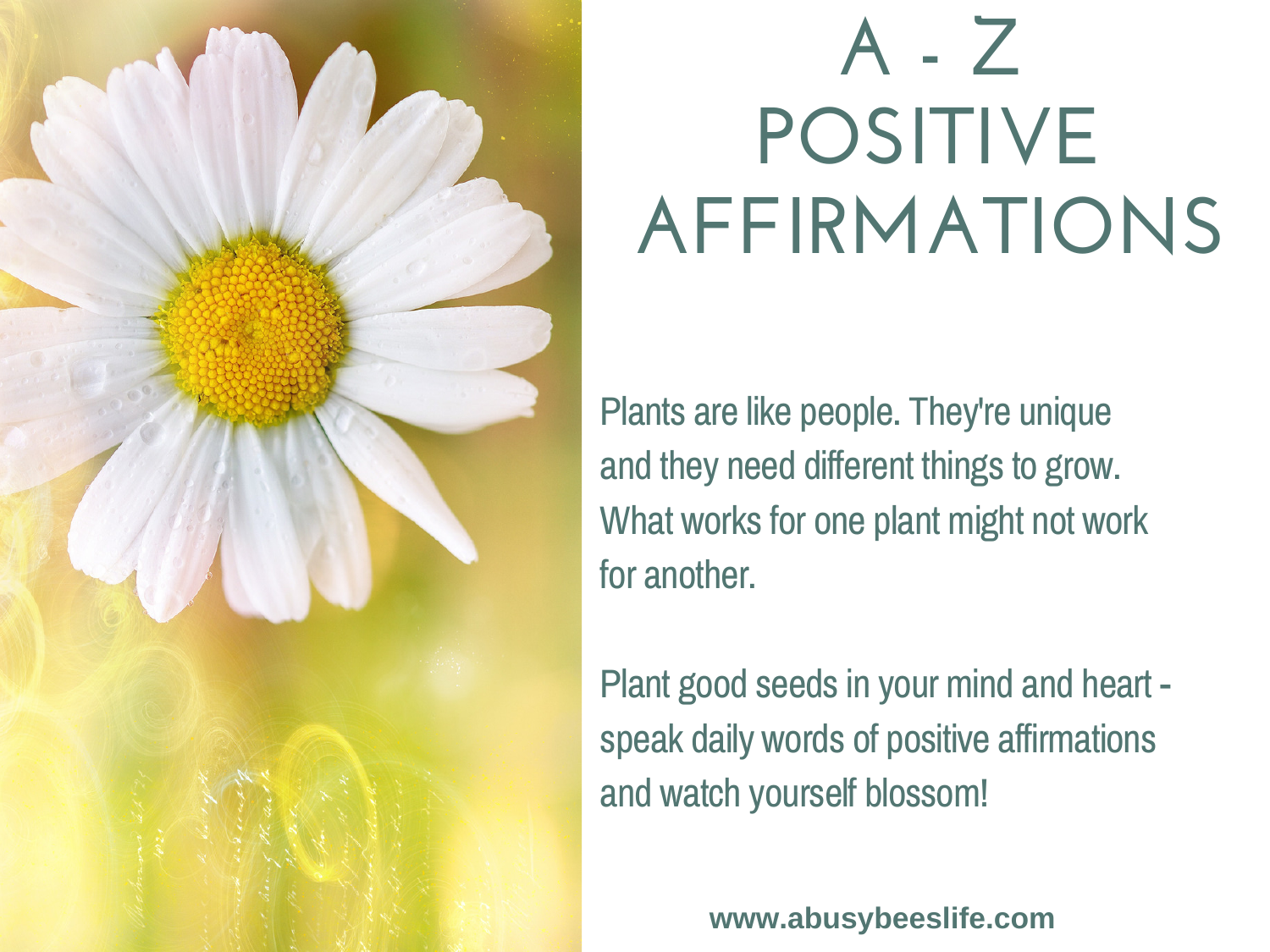# A - Z POSITIVE AFFIRMATIONS

Plants are like people. They're unique and they need different things to grow. What works for one plant might not work for another.

Plant good seeds in your mind and heart - speak daily words of positive affirmations and watch yourself blossom!

**www.abusybeeslife.com**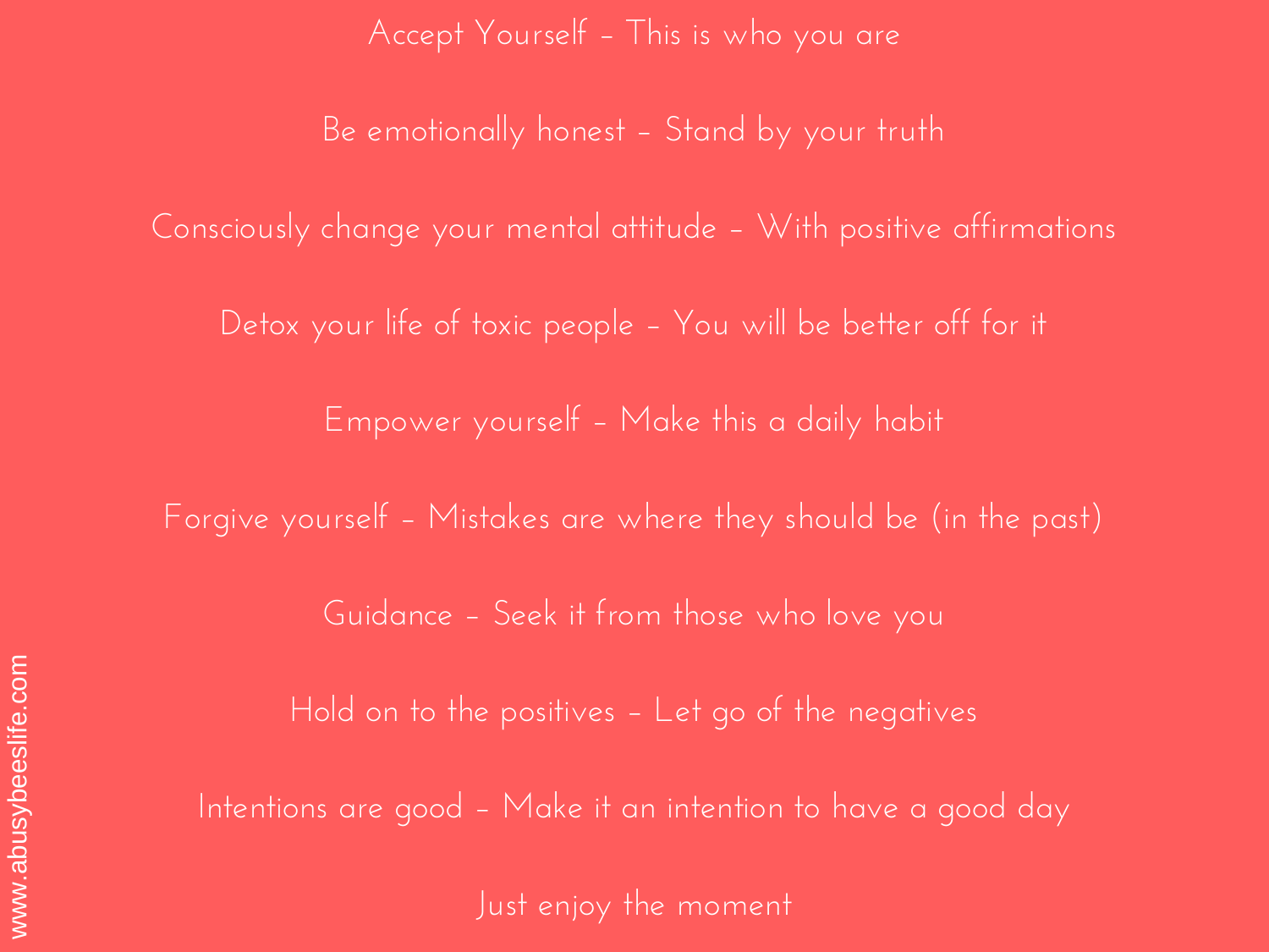Accept Yourself – This is who you are

Be emotionally honest – Stand by your truth

Consciously change your mental attitude – With positive affirmations

Detox your life of toxic people – You will be better off for it

Empower yourself – Make this a daily habit

Forgive yourself – Mistakes are where they should be (in the past)

Guidance – Seek it from those who love you

Hold on to the positives – Let go of the negatives

Intentions are good – Make it an intention to have a good day

Just enjoy the moment

www.abusybeeslife.com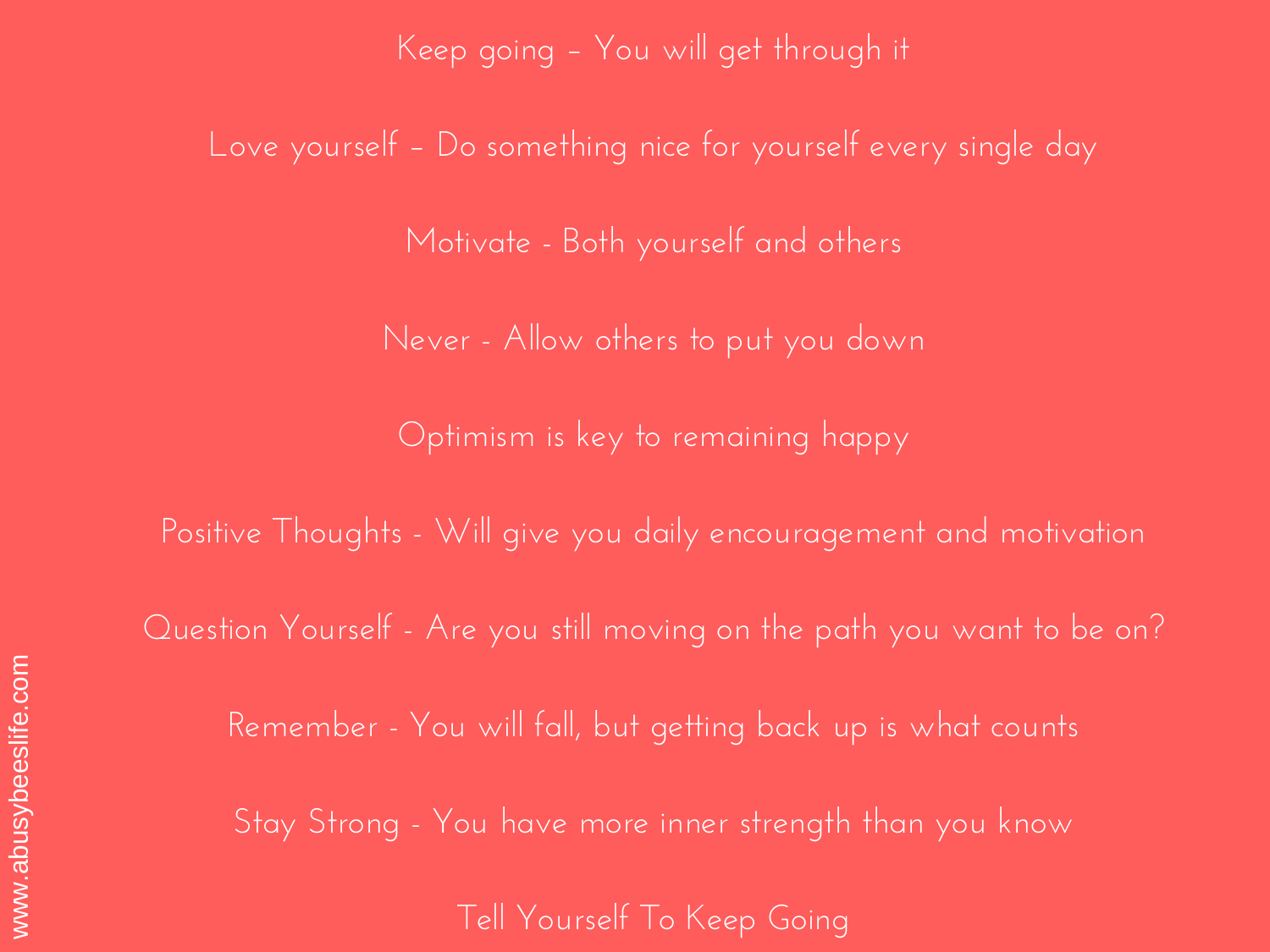Keep going – You will get through it

Love yourself – Do something nice for yourself every single day

Motivate - Both yourself and others

Never - Allow others to put you down

Optimism is key to remaining happy

Positive Thoughts - Will give you daily encouragement and motivation

Question Yourself - Are you still moving on the path you want to be on?

Remember - You will fall, but getting back up is what counts

Stay Strong - You have more inner strength than you know

Tell Yourself To Keep Going

www.abusybeeslife.com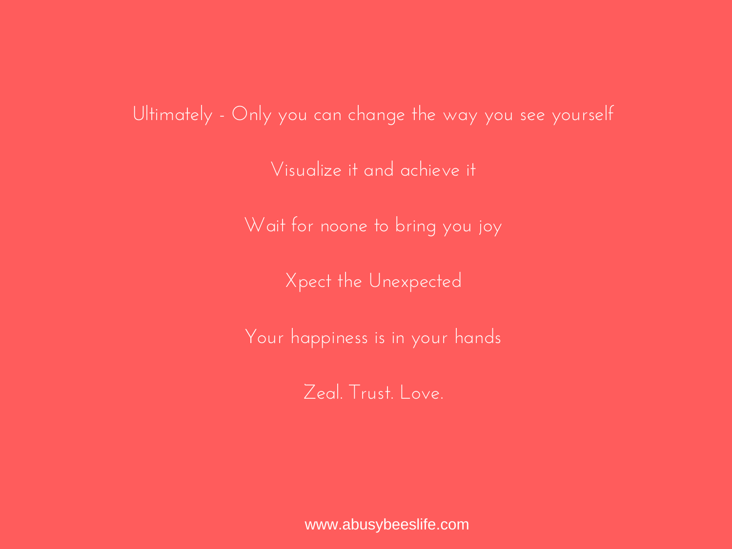Ultimately - Only you can change the way you see yourself

Visualize it and achieve it

Wait for noone to bring you joy

Xpect the Unexpected

Your happiness is in your hands

Zeal. Trust. Love.

www.abusybeeslife.com